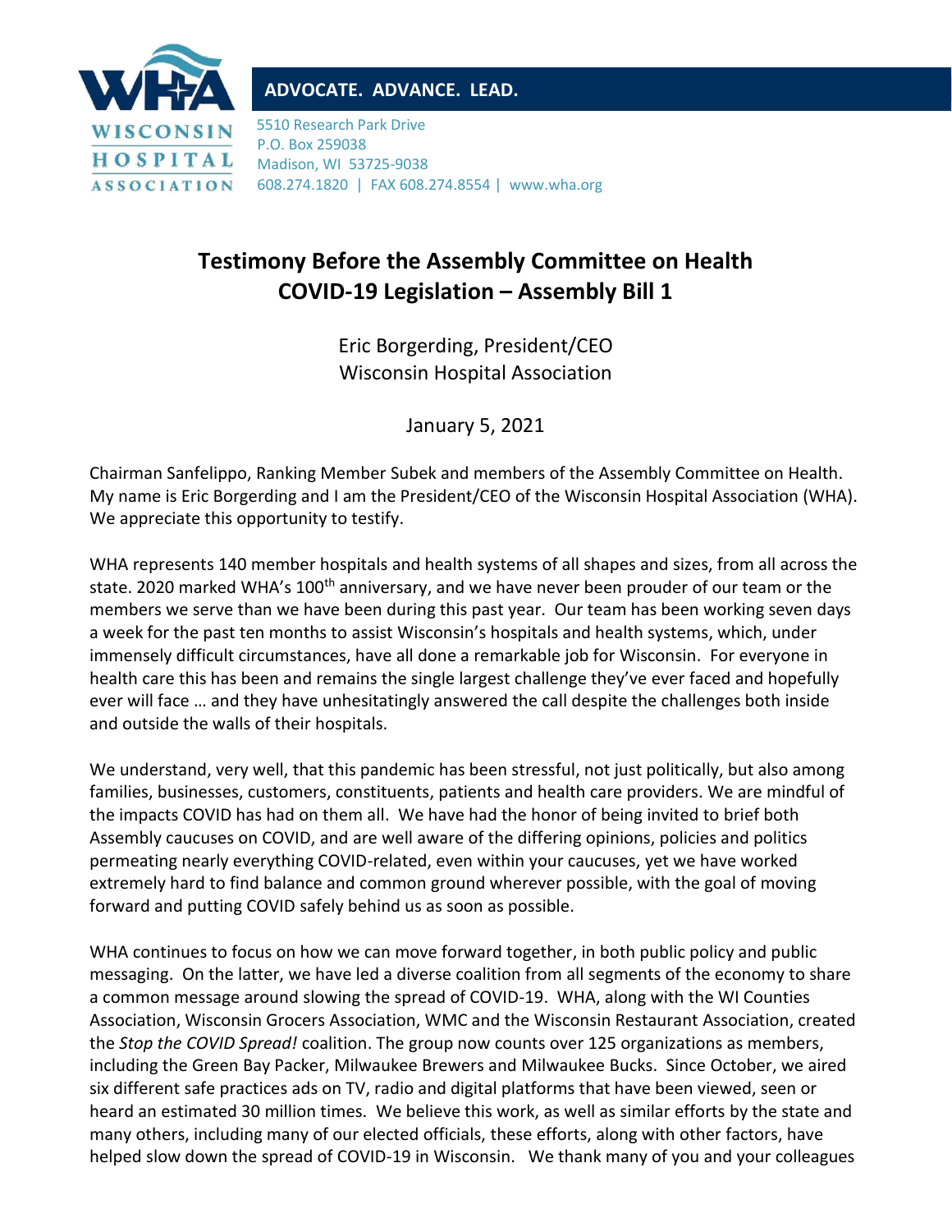**WISCONSIN HOSPITAL ASSOCIATION**

**ADVOCATE. ADVANCE. LEAD.**

5510 Research Park Drive
P.O. Box 259038
Madison, WI 53725-9038
608.274.1820 | FAX 608.274.8554 | www.wha.org

# Testimony Before the Assembly Committee on Health
# COVID-19 Legislation – Assembly Bill 1

Eric Borgerding, President/CEO
Wisconsin Hospital Association

January 5, 2021

Chairman Sanfelippo, Ranking Member Subek and members of the Assembly Committee on Health. My name is Eric Borgerding and I am the President/CEO of the Wisconsin Hospital Association (WHA). We appreciate this opportunity to testify.

WHA represents 140 member hospitals and health systems of all shapes and sizes, from all across the state. 2020 marked WHA's 100th anniversary, and we have never been prouder of our team or the members we serve than we have been during this past year. Our team has been working seven days a week for the past ten months to assist Wisconsin's hospitals and health systems, which, under immensely difficult circumstances, have all done a remarkable job for Wisconsin. For everyone in health care this has been and remains the single largest challenge they've ever faced and hopefully ever will face … and they have unhesitatingly answered the call despite the challenges both inside and outside the walls of their hospitals.

We understand, very well, that this pandemic has been stressful, not just politically, but also among families, businesses, customers, constituents, patients and health care providers. We are mindful of the impacts COVID has had on them all. We have had the honor of being invited to brief both Assembly caucuses on COVID, and are well aware of the differing opinions, policies and politics permeating nearly everything COVID-related, even within your caucuses, yet we have worked extremely hard to find balance and common ground wherever possible, with the goal of moving forward and putting COVID safely behind us as soon as possible.

WHA continues to focus on how we can move forward together, in both public policy and public messaging. On the latter, we have led a diverse coalition from all segments of the economy to share a common message around slowing the spread of COVID-19. WHA, along with the WI Counties Association, Wisconsin Grocers Association, WMC and the Wisconsin Restaurant Association, created the *Stop the COVID Spread!* coalition. The group now counts over 125 organizations as members, including the Green Bay Packer, Milwaukee Brewers and Milwaukee Bucks. Since October, we aired six different safe practices ads on TV, radio and digital platforms that have been viewed, seen or heard an estimated 30 million times. We believe this work, as well as similar efforts by the state and many others, including many of our elected officials, these efforts, along with other factors, have helped slow down the spread of COVID-19 in Wisconsin. We thank many of you and your colleagues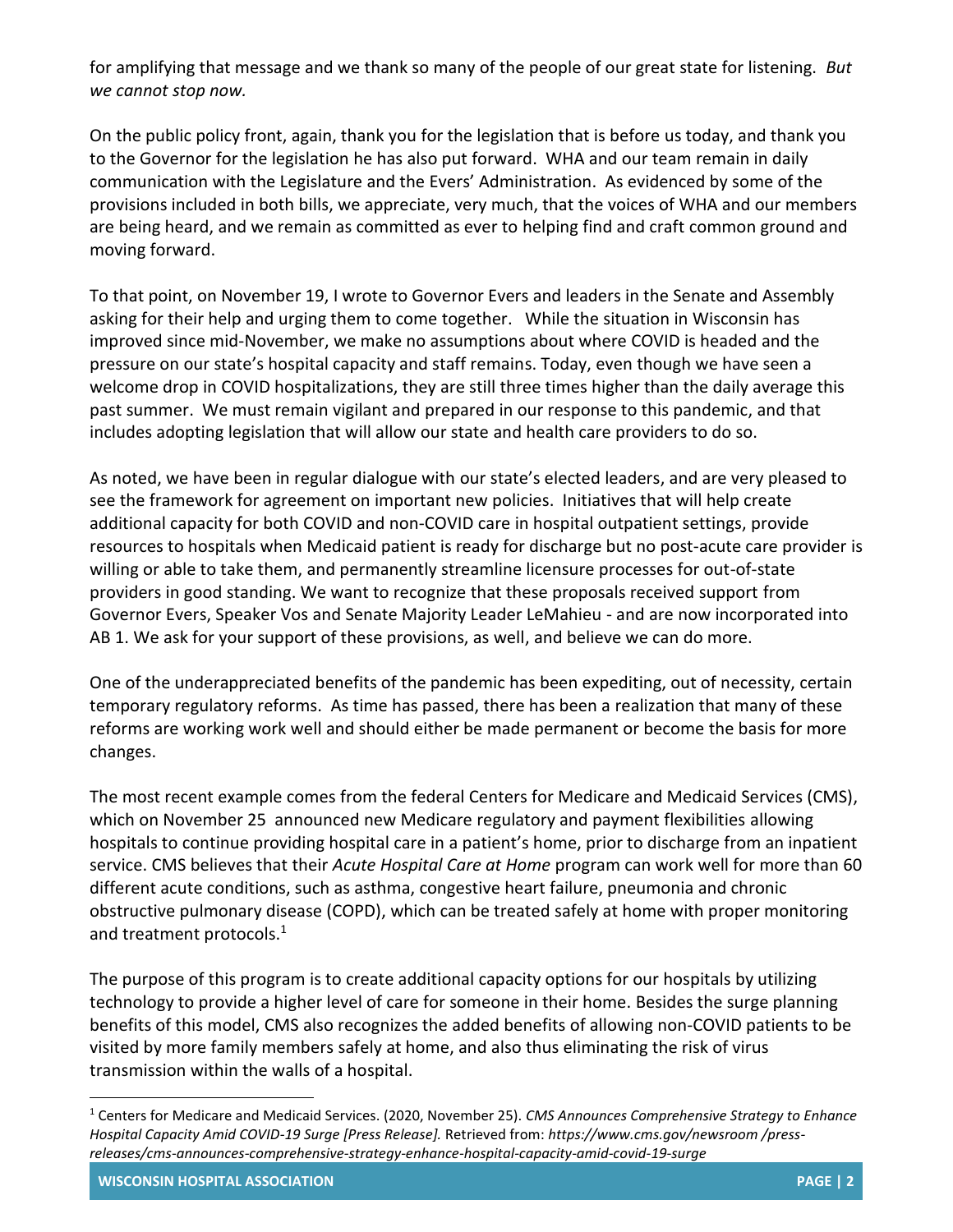for amplifying that message and we thank so many of the people of our great state for listening. *But we cannot stop now.*

On the public policy front, again, thank you for the legislation that is before us today, and thank you to the Governor for the legislation he has also put forward. WHA and our team remain in daily communication with the Legislature and the Evers' Administration. As evidenced by some of the provisions included in both bills, we appreciate, very much, that the voices of WHA and our members are being heard, and we remain as committed as ever to helping find and craft common ground and moving forward.

To that point, on November 19, I wrote to Governor Evers and leaders in the Senate and Assembly asking for their help and urging them to come together. While the situation in Wisconsin has improved since mid-November, we make no assumptions about where COVID is headed and the pressure on our state's hospital capacity and staff remains. Today, even though we have seen a welcome drop in COVID hospitalizations, they are still three times higher than the daily average this past summer. We must remain vigilant and prepared in our response to this pandemic, and that includes adopting legislation that will allow our state and health care providers to do so.

As noted, we have been in regular dialogue with our state's elected leaders, and are very pleased to see the framework for agreement on important new policies. Initiatives that will help create additional capacity for both COVID and non-COVID care in hospital outpatient settings, provide resources to hospitals when Medicaid patient is ready for discharge but no post-acute care provider is willing or able to take them, and permanently streamline licensure processes for out-of-state providers in good standing. We want to recognize that these proposals received support from Governor Evers, Speaker Vos and Senate Majority Leader LeMahieu - and are now incorporated into AB 1. We ask for your support of these provisions, as well, and believe we can do more.

One of the underappreciated benefits of the pandemic has been expediting, out of necessity, certain temporary regulatory reforms. As time has passed, there has been a realization that many of these reforms are working work well and should either be made permanent or become the basis for more changes.

The most recent example comes from the federal Centers for Medicare and Medicaid Services (CMS), which on November 25 announced new Medicare regulatory and payment flexibilities allowing hospitals to continue providing hospital care in a patient's home, prior to discharge from an inpatient service. CMS believes that their *Acute Hospital Care at Home* program can work well for more than 60 different acute conditions, such as asthma, congestive heart failure, pneumonia and chronic obstructive pulmonary disease (COPD), which can be treated safely at home with proper monitoring and treatment protocols.[1]

The purpose of this program is to create additional capacity options for our hospitals by utilizing technology to provide a higher level of care for someone in their home. Besides the surge planning benefits of this model, CMS also recognizes the added benefits of allowing non-COVID patients to be visited by more family members safely at home, and also thus eliminating the risk of virus transmission within the walls of a hospital.

---

[1] Centers for Medicare and Medicaid Services. (2020, November 25). *CMS Announces Comprehensive Strategy to Enhance Hospital Capacity Amid COVID-19 Surge [Press Release].* Retrieved from: *https://www.cms.gov/newsroom /press-releases/cms-announces-comprehensive-strategy-enhance-hospital-capacity-amid-covid-19-surge*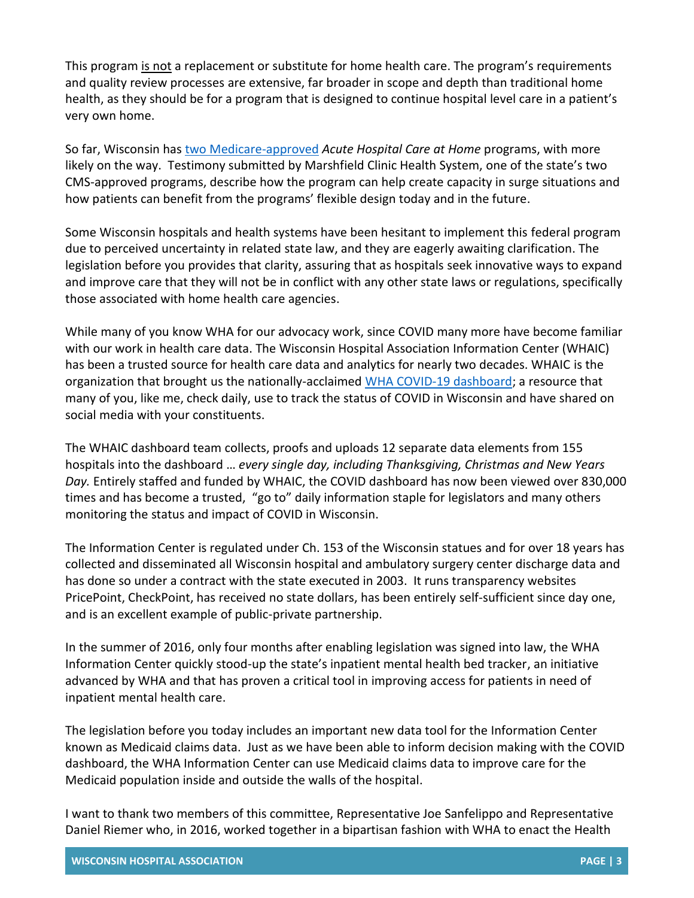This program is not a replacement or substitute for home health care. The program's requirements and quality review processes are extensive, far broader in scope and depth than traditional home health, as they should be for a program that is designed to continue hospital level care in a patient's very own home.

So far, Wisconsin has two Medicare-approved *Acute Hospital Care at Home* programs, with more likely on the way. Testimony submitted by Marshfield Clinic Health System, one of the state's two CMS-approved programs, describe how the program can help create capacity in surge situations and how patients can benefit from the programs' flexible design today and in the future.

Some Wisconsin hospitals and health systems have been hesitant to implement this federal program due to perceived uncertainty in related state law, and they are eagerly awaiting clarification. The legislation before you provides that clarity, assuring that as hospitals seek innovative ways to expand and improve care that they will not be in conflict with any other state laws or regulations, specifically those associated with home health care agencies.

While many of you know WHA for our advocacy work, since COVID many more have become familiar with our work in health care data. The Wisconsin Hospital Association Information Center (WHAIC) has been a trusted source for health care data and analytics for nearly two decades. WHAIC is the organization that brought us the nationally-acclaimed WHA COVID-19 dashboard; a resource that many of you, like me, check daily, use to track the status of COVID in Wisconsin and have shared on social media with your constituents.

The WHAIC dashboard team collects, proofs and uploads 12 separate data elements from 155 hospitals into the dashboard … *every single day, including Thanksgiving, Christmas and New Years Day.* Entirely staffed and funded by WHAIC, the COVID dashboard has now been viewed over 830,000 times and has become a trusted, "go to" daily information staple for legislators and many others monitoring the status and impact of COVID in Wisconsin.

The Information Center is regulated under Ch. 153 of the Wisconsin statues and for over 18 years has collected and disseminated all Wisconsin hospital and ambulatory surgery center discharge data and has done so under a contract with the state executed in 2003. It runs transparency websites PricePoint, CheckPoint, has received no state dollars, has been entirely self-sufficient since day one, and is an excellent example of public-private partnership.

In the summer of 2016, only four months after enabling legislation was signed into law, the WHA Information Center quickly stood-up the state's inpatient mental health bed tracker, an initiative advanced by WHA and that has proven a critical tool in improving access for patients in need of inpatient mental health care.

The legislation before you today includes an important new data tool for the Information Center known as Medicaid claims data. Just as we have been able to inform decision making with the COVID dashboard, the WHA Information Center can use Medicaid claims data to improve care for the Medicaid population inside and outside the walls of the hospital.

I want to thank two members of this committee, Representative Joe Sanfelippo and Representative Daniel Riemer who, in 2016, worked together in a bipartisan fashion with WHA to enact the Health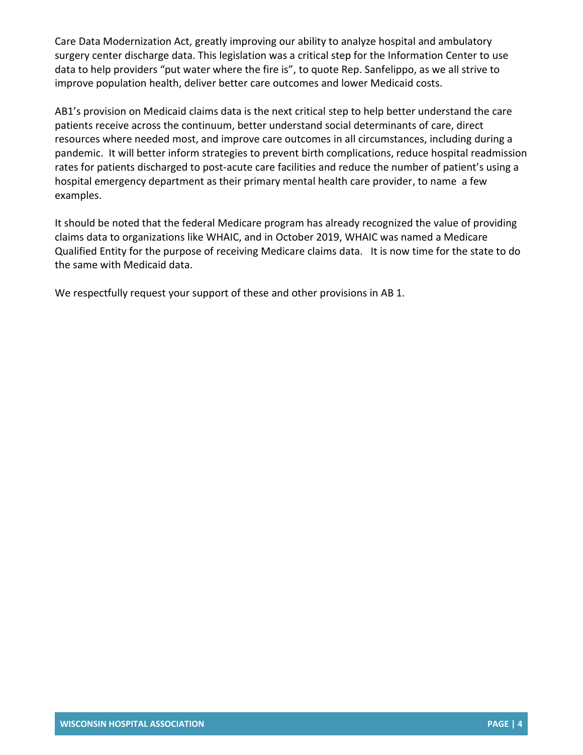Care Data Modernization Act, greatly improving our ability to analyze hospital and ambulatory surgery center discharge data. This legislation was a critical step for the Information Center to use data to help providers "put water where the fire is", to quote Rep. Sanfelippo, as we all strive to improve population health, deliver better care outcomes and lower Medicaid costs.

AB1's provision on Medicaid claims data is the next critical step to help better understand the care patients receive across the continuum, better understand social determinants of care, direct resources where needed most, and improve care outcomes in all circumstances, including during a pandemic. It will better inform strategies to prevent birth complications, reduce hospital readmission rates for patients discharged to post-acute care facilities and reduce the number of patient's using a hospital emergency department as their primary mental health care provider, to name a few examples.

It should be noted that the federal Medicare program has already recognized the value of providing claims data to organizations like WHAIC, and in October 2019, WHAIC was named a Medicare Qualified Entity for the purpose of receiving Medicare claims data. It is now time for the state to do the same with Medicaid data.

We respectfully request your support of these and other provisions in AB 1.